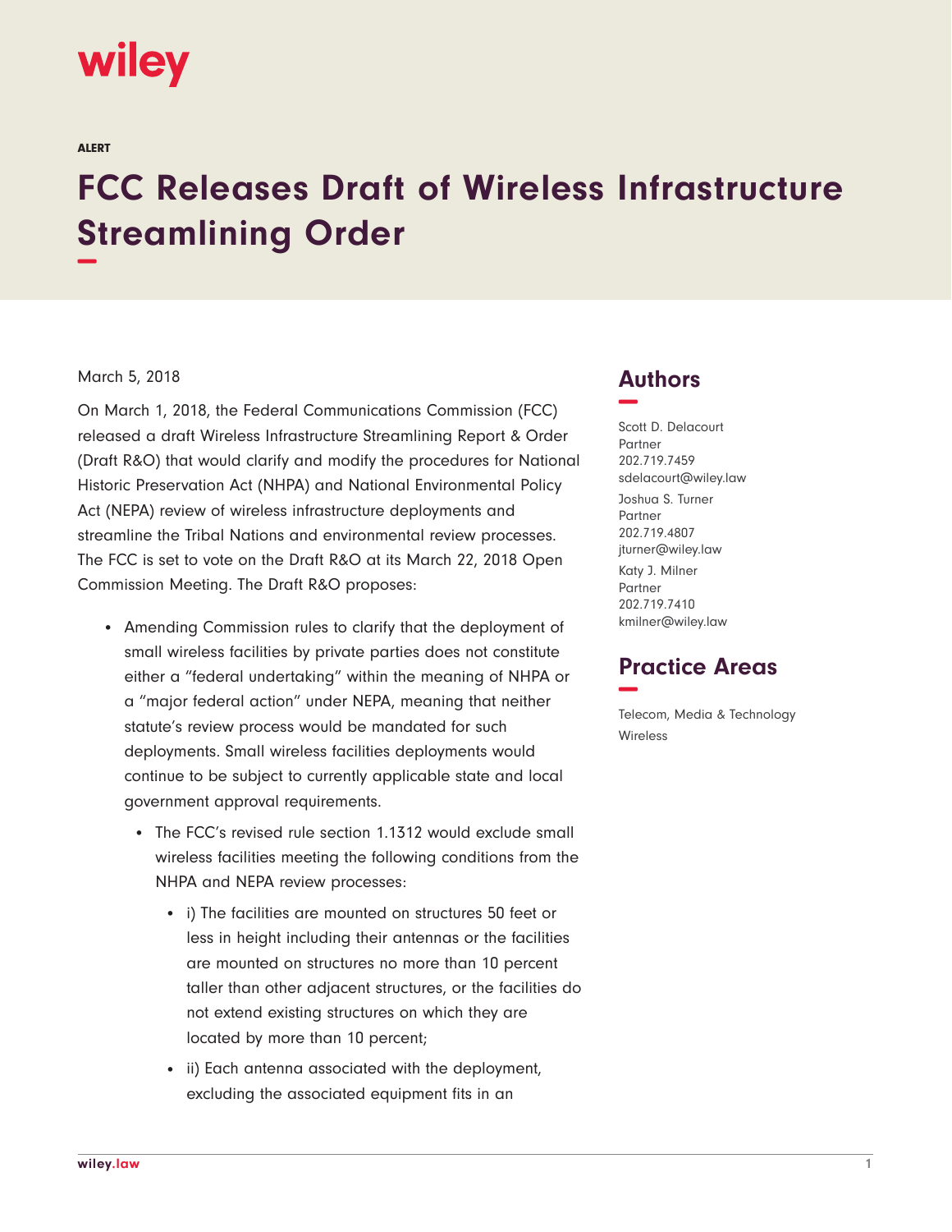wiley

ALERT

# FCC Releases Draft of Wireless Infrastructure Streamlining Order

March 5, 2018

On March 1, 2018, the Federal Communications Commission (FCC) released a draft Wireless Infrastructure Streamlining Report & Order (Draft R&O) that would clarify and modify the procedures for National Historic Preservation Act (NHPA) and National Environmental Policy Act (NEPA) review of wireless infrastructure deployments and streamline the Tribal Nations and environmental review processes. The FCC is set to vote on the Draft R&O at its March 22, 2018 Open Commission Meeting. The Draft R&O proposes:

- Amending Commission rules to clarify that the deployment of small wireless facilities by private parties does not constitute either a "federal undertaking" within the meaning of NHPA or a "major federal action" under NEPA, meaning that neither statute's review process would be mandated for such deployments. Small wireless facilities deployments would continue to be subject to currently applicable state and local government approval requirements.
  - The FCC's revised rule section 1.1312 would exclude small wireless facilities meeting the following conditions from the NHPA and NEPA review processes:
    - i) The facilities are mounted on structures 50 feet or less in height including their antennas or the facilities are mounted on structures no more than 10 percent taller than other adjacent structures, or the facilities do not extend existing structures on which they are located by more than 10 percent;
    - ii) Each antenna associated with the deployment, excluding the associated equipment fits in an

## Authors

Scott D. Delacourt
Partner
202.719.7459
sdelacourt@wiley.law

Joshua S. Turner
Partner
202.719.4807
jturner@wiley.law

Katy J. Milner
Partner
202.719.7410
kmilner@wiley.law

## Practice Areas

Telecom, Media & Technology

Wireless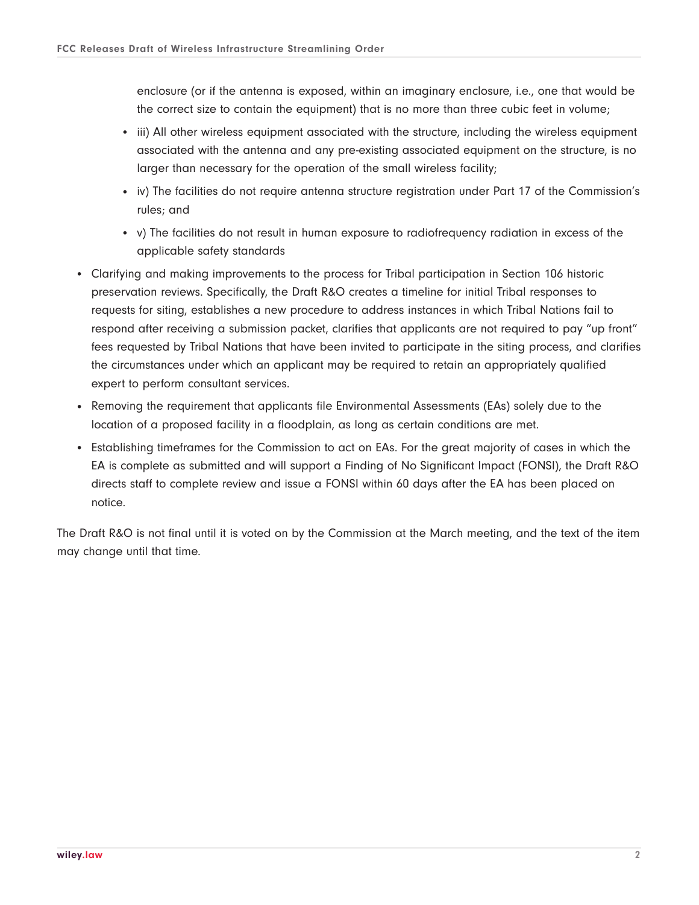enclosure (or if the antenna is exposed, within an imaginary enclosure, i.e., one that would be the correct size to contain the equipment) that is no more than three cubic feet in volume;

  - iii) All other wireless equipment associated with the structure, including the wireless equipment associated with the antenna and any pre-existing associated equipment on the structure, is no larger than necessary for the operation of the small wireless facility;
  - iv) The facilities do not require antenna structure registration under Part 17 of the Commission's rules; and
  - v) The facilities do not result in human exposure to radiofrequency radiation in excess of the applicable safety standards

- Clarifying and making improvements to the process for Tribal participation in Section 106 historic preservation reviews. Specifically, the Draft R&O creates a timeline for initial Tribal responses to requests for siting, establishes a new procedure to address instances in which Tribal Nations fail to respond after receiving a submission packet, clarifies that applicants are not required to pay "up front" fees requested by Tribal Nations that have been invited to participate in the siting process, and clarifies the circumstances under which an applicant may be required to retain an appropriately qualified expert to perform consultant services.
- Removing the requirement that applicants file Environmental Assessments (EAs) solely due to the location of a proposed facility in a floodplain, as long as certain conditions are met.
- Establishing timeframes for the Commission to act on EAs. For the great majority of cases in which the EA is complete as submitted and will support a Finding of No Significant Impact (FONSI), the Draft R&O directs staff to complete review and issue a FONSI within 60 days after the EA has been placed on notice.

The Draft R&O is not final until it is voted on by the Commission at the March meeting, and the text of the item may change until that time.